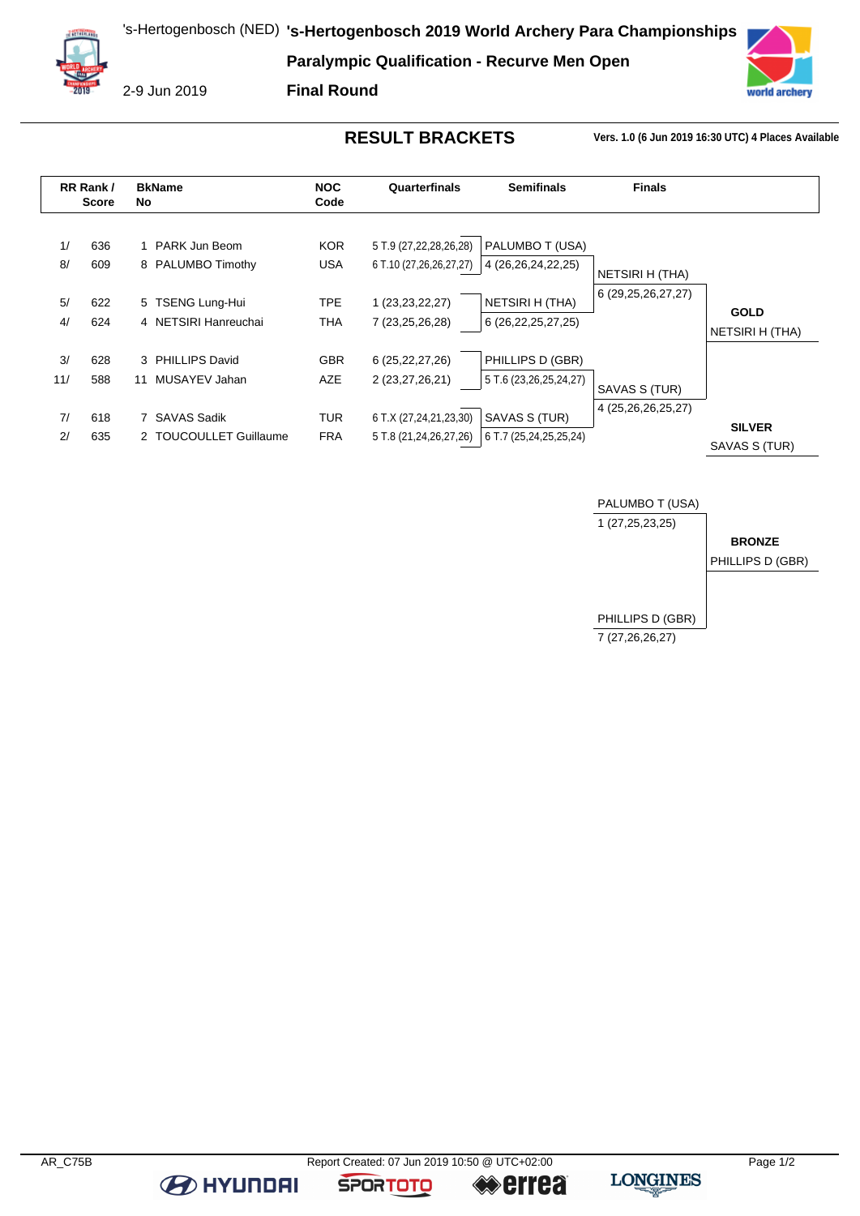's-Hertogenbosch (NED) **'s-Hertogenbosch 2019 World Archery Para Championships**

**Paralympic Qualification - Recurve Men Open**

2-9 Jun 2019

**Final Round**

## RESULT BRACKETS

**Vers. 1.0 (6 Jun 2019 16:30 UTC) 4 Places Available**

| RR Rank / | Score | BkNo | Name | NOC Code | Quarterfinals | Semifinals | Finals | |
|---|---|---|---|---|---|---|---|---|
| 1/ | 636 | 1 | PARK Jun Beom | KOR | 5 T.9 (27,22,28,26,28) | PALUMBO T (USA) | | |
| 8/ | 609 | 8 | PALUMBO Timothy | USA | 6 T.10 (27,26,26,27,27) | 4 (26,26,24,22,25) | NETSIRI H (THA) | |
| | | | | | | | 6 (29,25,26,27,27) | **GOLD** |
| 5/ | 622 | 5 | TSENG Lung-Hui | TPE | 1 (23,23,22,27) | NETSIRI H (THA) | | NETSIRI H (THA) |
| 4/ | 624 | 4 | NETSIRI Hanreuchai | THA | 7 (23,25,26,28) | 6 (26,22,25,27,25) | | |
| 3/ | 628 | 3 | PHILLIPS David | GBR | 6 (25,22,27,26) | PHILLIPS D (GBR) | | |
| 11/ | 588 | 11 | MUSAYEV Jahan | AZE | 2 (23,27,26,21) | 5 T.6 (23,26,25,24,27) | SAVAS S (TUR) | |
| | | | | | | | 4 (25,26,26,25,27) | **SILVER** |
| 7/ | 618 | 7 | SAVAS Sadik | TUR | 6 T.X (27,24,21,23,30) | SAVAS S (TUR) | | SAVAS S (TUR) |
| 2/ | 635 | 2 | TOUCOULLET Guillaume | FRA | 5 T.8 (21,24,26,27,26) | 6 T.7 (25,24,25,25,24) | | |

| Bronze Match | |
|---|---|
| PALUMBO T (USA) | |
| 1 (27,25,23,25) | **BRONZE** |
| | PHILLIPS D (GBR) |
| PHILLIPS D (GBR) | |
| 7 (27,26,26,27) | |

AR_C75B

Report Created: 07 Jun 2019 10:50 @ UTC+02:00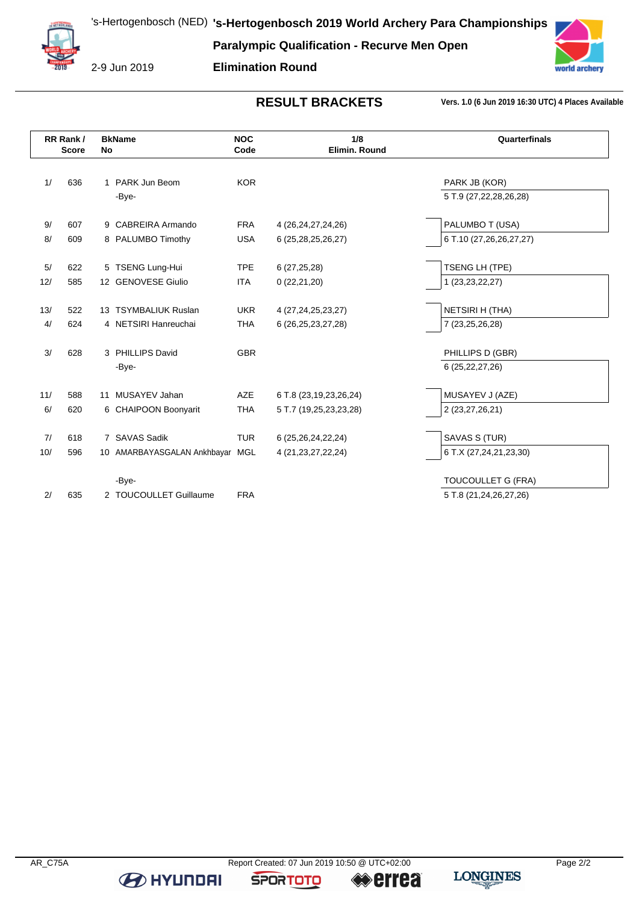# 's-Hertogenbosch 2019 World Archery Para Championships

's-Hertogenbosch (NED)

2-9 Jun 2019

**Paralympic Qualification - Recurve Men Open**

**Elimination Round**

## RESULT BRACKETS

Vers. 1.0 (6 Jun 2019 16:30 UTC) 4 Places Available

| RR Rank / | Score | BkName No | | NOC Code | 1/8 Elimin. Round | Quarterfinals |
|---|---|---|---|---|---|---|
| 1/ | 636 | 1 | PARK Jun Beom | KOR | | PARK JB (KOR) |
| | | | -Bye- | | | 5 T.9 (27,22,28,26,28) |
| 9/ | 607 | 9 | CABREIRA Armando | FRA | 4 (26,24,27,24,26) | PALUMBO T (USA) |
| 8/ | 609 | 8 | PALUMBO Timothy | USA | 6 (25,28,25,26,27) | 6 T.10 (27,26,26,27,27) |
| 5/ | 622 | 5 | TSENG Lung-Hui | TPE | 6 (27,25,28) | TSENG LH (TPE) |
| 12/ | 585 | 12 | GENOVESE Giulio | ITA | 0 (22,21,20) | 1 (23,23,22,27) |
| 13/ | 522 | 13 | TSYMBALIUK Ruslan | UKR | 4 (27,24,25,23,27) | NETSIRI H (THA) |
| 4/ | 624 | 4 | NETSIRI Hanreuchai | THA | 6 (26,25,23,27,28) | 7 (23,25,26,28) |
| 3/ | 628 | 3 | PHILLIPS David | GBR | | PHILLIPS D (GBR) |
| | | | -Bye- | | | 6 (25,22,27,26) |
| 11/ | 588 | 11 | MUSAYEV Jahan | AZE | 6 T.8 (23,19,23,26,24) | MUSAYEV J (AZE) |
| 6/ | 620 | 6 | CHAIPOON Boonyarit | THA | 5 T.7 (19,25,23,23,28) | 2 (23,27,26,21) |
| 7/ | 618 | 7 | SAVAS Sadik | TUR | 6 (25,26,24,22,24) | SAVAS S (TUR) |
| 10/ | 596 | 10 | AMARBAYASGALAN Ankhbayar | MGL | 4 (21,23,27,22,24) | 6 T.X (27,24,21,23,30) |
| | | | -Bye- | | | TOUCOULLET G (FRA) |
| 2/ | 635 | 2 | TOUCOULLET Guillaume | FRA | | 5 T.8 (21,24,26,27,26) |

AR_C75A

Report Created: 07 Jun 2019 10:50 @ UTC+02:00